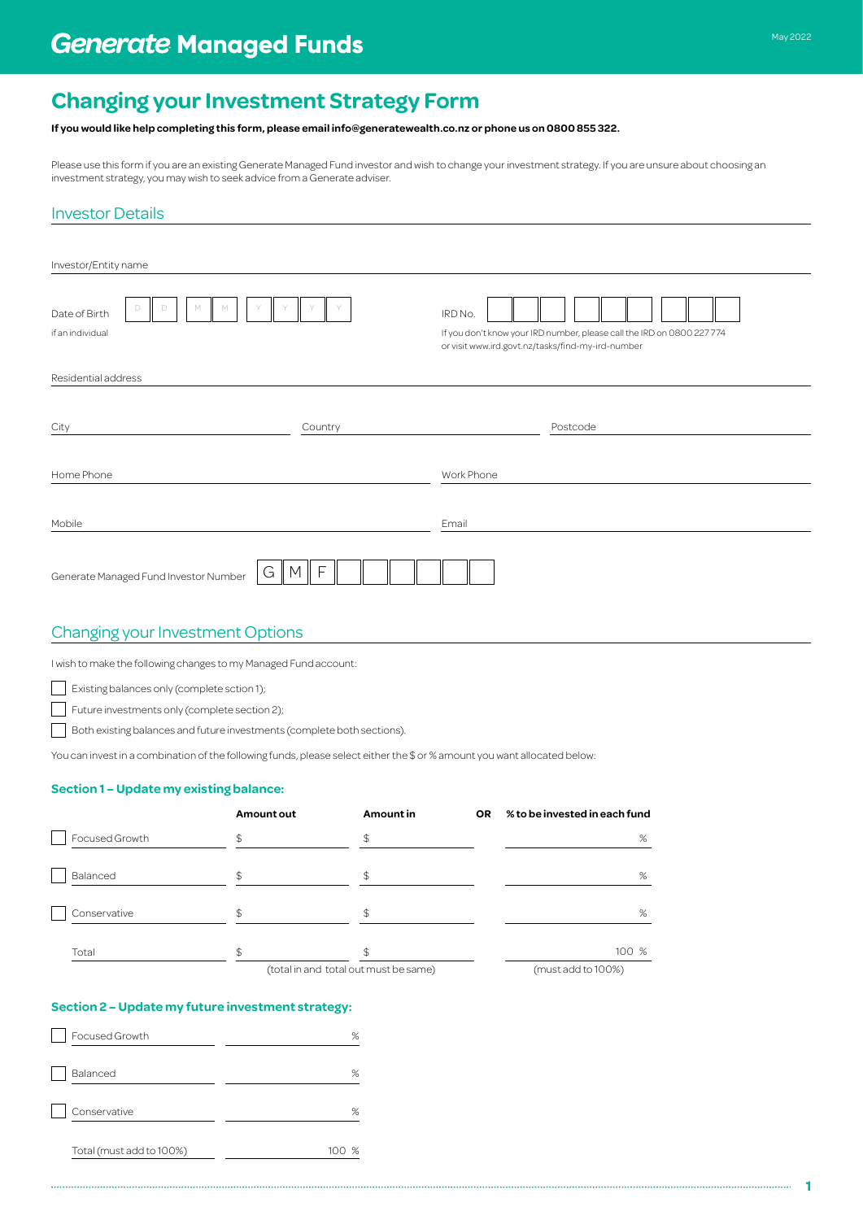# Generate Managed Funds

May 2022

## Changing your Investment Strategy Form

**If you would like help completing this form, please email info@generatewealth.co.nz or phone us on 0800 855 322.**

Please use this form if you are an existing Generate Managed Fund investor and wish to change your investment strategy. If you are unsure about choosing an investment strategy, you may wish to seek advice from a Generate adviser.

### Investor Details

Investor/Entity name

Date of Birth D D M M Y Y Y Y
if an individual

IRD No.
If you don't know your IRD number, please call the IRD on 0800 227 774 or visit www.ird.govt.nz/tasks/find-my-ird-number

Residential address

City | Country | Postcode

Home Phone | Work Phone

Mobile | Email

Generate Managed Fund Investor Number G M F

### Changing your Investment Options

I wish to make the following changes to my Managed Fund account:

- ☐ Existing balances only (complete sction 1);
- ☐ Future investments only (complete section 2);
- ☐ Both existing balances and future investments (complete both sections).

You can invest in a combination of the following funds, please select either the $ or % amount you want allocated below:

#### Section 1 – Update my existing balance:

| | Amount out | Amount in | OR | % to be invested in each fund |
|---|---|---|---|---|
| ☐ Focused Growth | $ | $ | | % |
| ☐ Balanced | $ | $ | | % |
| ☐ Conservative | $ | $ | | % |
| Total | $ | $ | | 100 % |
| | (total in and total out must be same) | | | (must add to 100%) |

#### Section 2 – Update my future investment strategy:

| | |
|---|---|
| ☐ Focused Growth | % |
| ☐ Balanced | % |
| ☐ Conservative | % |
| Total (must add to 100%) | 100 % |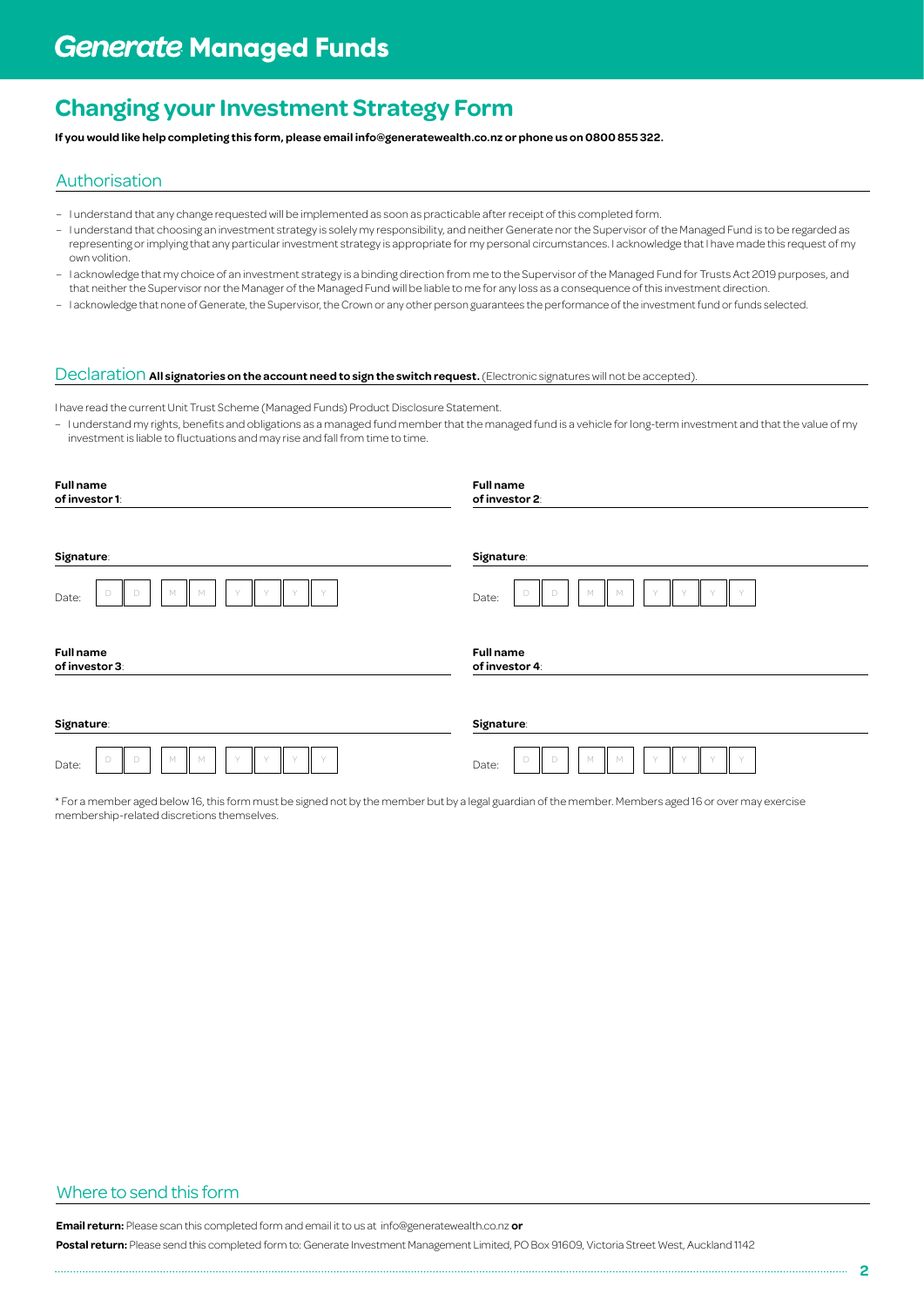# Generate Managed Funds

## Changing your Investment Strategy Form

**If you would like help completing this form, please email info@generatewealth.co.nz or phone us on 0800 855 322.**

### Authorisation

- I understand that any change requested will be implemented as soon as practicable after receipt of this completed form.
- I understand that choosing an investment strategy is solely my responsibility, and neither Generate nor the Supervisor of the Managed Fund is to be regarded as representing or implying that any particular investment strategy is appropriate for my personal circumstances. I acknowledge that I have made this request of my own volition.
- I acknowledge that my choice of an investment strategy is a binding direction from me to the Supervisor of the Managed Fund for Trusts Act 2019 purposes, and that neither the Supervisor nor the Manager of the Managed Fund will be liable to me for any loss as a consequence of this investment direction.
- I acknowledge that none of Generate, the Supervisor, the Crown or any other person guarantees the performance of the investment fund or funds selected.

### Declaration **All signatories on the account need to sign the switch request.** (Electronic signatures will not be accepted).

I have read the current Unit Trust Scheme (Managed Funds) Product Disclosure Statement.

- I understand my rights, benefits and obligations as a managed fund member that the managed fund is a vehicle for long-term investment and that the value of my investment is liable to fluctuations and may rise and fall from time to time.

**Full name of investor 1**: ____________________

**Signature**: ____________________

Date: D D / M M / Y Y Y Y

**Full name of investor 2**: ____________________

**Signature**: ____________________

Date: D D / M M / Y Y Y Y

**Full name of investor 3**: ____________________

**Signature**: ____________________

Date: D D / M M / Y Y Y Y

**Full name of investor 4**: ____________________

**Signature**: ____________________

Date: D D / M M / Y Y Y Y

* For a member aged below 16, this form must be signed not by the member but by a legal guardian of the member. Members aged 16 or over may exercise membership-related discretions themselves.

### Where to send this form

**Email return:** Please scan this completed form and email it to us at info@generatewealth.co.nz **or**

**Postal return:** Please send this completed form to: Generate Investment Management Limited, PO Box 91609, Victoria Street West, Auckland 1142